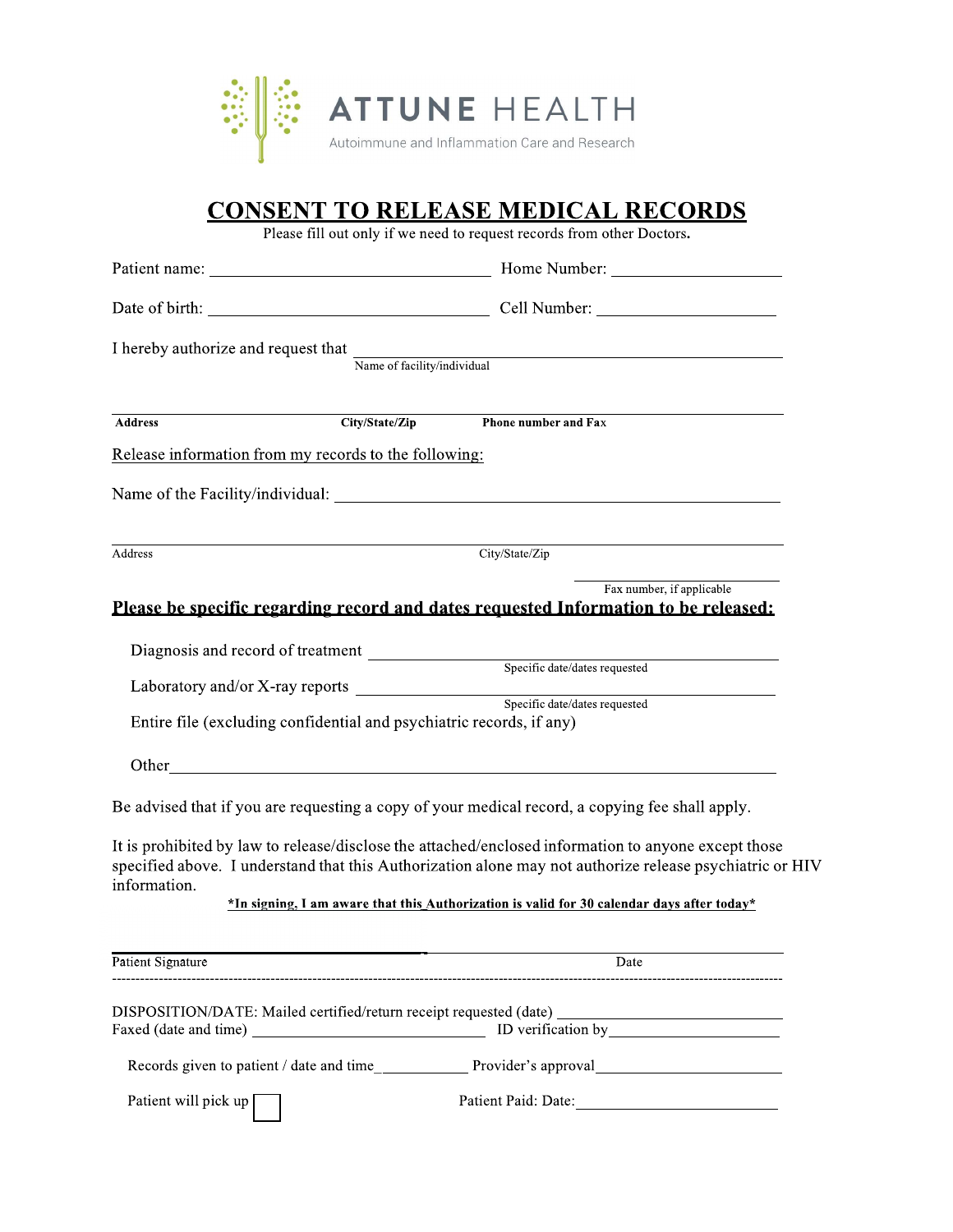# ATTUNE HEALTH

Autoimmune and Inflammation Care and Research

## CONSENT TO RELEASE MEDICAL RECORDS

Please fill out only if we need to request records from other Doctors.

Patient name: ______________________________ Home Number: ____________________

Date of birth: ______________________________ Cell Number: ____________________

I hereby authorize and request that ______________________________________________
Name of facility/individual

_________________________________________________________________________
**Address** **City/State/Zip** **Phone number and Fax**

Release information from my records to the following:

Name of the Facility/individual: ___________________________________________________

_________________________________________________________________________
Address City/State/Zip

_______________________
Fax number, if applicable

**Please be specific regarding record and dates requested Information to be released:**

Diagnosis and record of treatment ________________________________________
Specific date/dates requested

Laboratory and/or X-ray reports __________________________________________
Specific date/dates requested

Entire file (excluding confidential and psychiatric records, if any)

Other_____________________________________________________________________

Be advised that if you are requesting a copy of your medical record, a copying fee shall apply.

It is prohibited by law to release/disclose the attached/enclosed information to anyone except those specified above. I understand that this Authorization alone may not authorize release psychiatric or HIV information.

**\*In signing, I am aware that this Authorization is valid for 30 calendar days after today\***

_________________________________________________________________________
Patient Signature Date

---

DISPOSITION/DATE: Mailed certified/return receipt requested (date) ____________________
Faxed (date and time) ____________________________ ID verification by____________________

Records given to patient / date and time____________ Provider's approval____________________

Patient will pick up ☐ Patient Paid: Date:____________________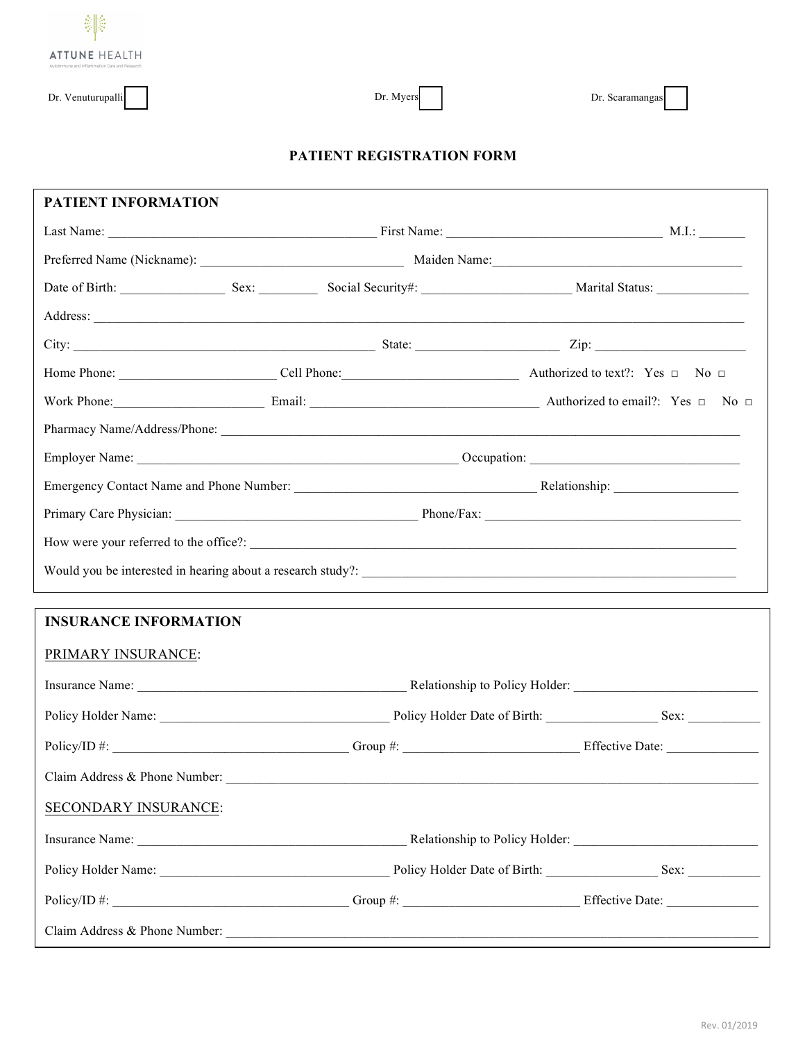ATTUNE HEALTH
Autoimmune and Inflammation Care and Research

Dr. Venuturupalli ☐ Dr. Myers ☐ Dr. Scaramangas ☐

## PATIENT REGISTRATION FORM

### PATIENT INFORMATION

Last Name: ________________________________________ First Name: ________________________________ M.I.: _______

Preferred Name (Nickname): ______________________________ Maiden Name:______________________________________

Date of Birth: _______________ Sex: ________ Social Security#: ______________________ Marital Status: ______________

Address: ____________________________________________________________________________________________

City: _____________________________________________ State: _____________________ Zip: ______________________

Home Phone: _______________________ Cell Phone:__________________________ Authorized to text?: Yes □ No □

Work Phone:______________________ Email: __________________________________ Authorized to email?: Yes □ No □

Pharmacy Name/Address/Phone: _________________________________________________________________________

Employer Name: _______________________________________________ Occupation: ______________________________

Emergency Contact Name and Phone Number: ___________________________________ Relationship: __________________

Primary Care Physician: ____________________________________ Phone/Fax: ______________________________________

How were your referred to the office?: _______________________________________________________________________

Would you be interested in hearing about a research study?: ____________________________________________________

### INSURANCE INFORMATION

PRIMARY INSURANCE:

Insurance Name: _________________________________________ Relationship to Policy Holder: ___________________________

Policy Holder Name: __________________________________ Policy Holder Date of Birth: ________________ Sex: __________

Policy/ID #: __________________________________ Group #: __________________________ Effective Date: ______________

Claim Address & Phone Number: _______________________________________________________________________________

SECONDARY INSURANCE:

Insurance Name: _________________________________________ Relationship to Policy Holder: ___________________________

Policy Holder Name: __________________________________ Policy Holder Date of Birth: ________________ Sex: __________

Policy/ID #: __________________________________ Group #: __________________________ Effective Date: ______________

Claim Address & Phone Number: _______________________________________________________________________________

Rev. 01/2019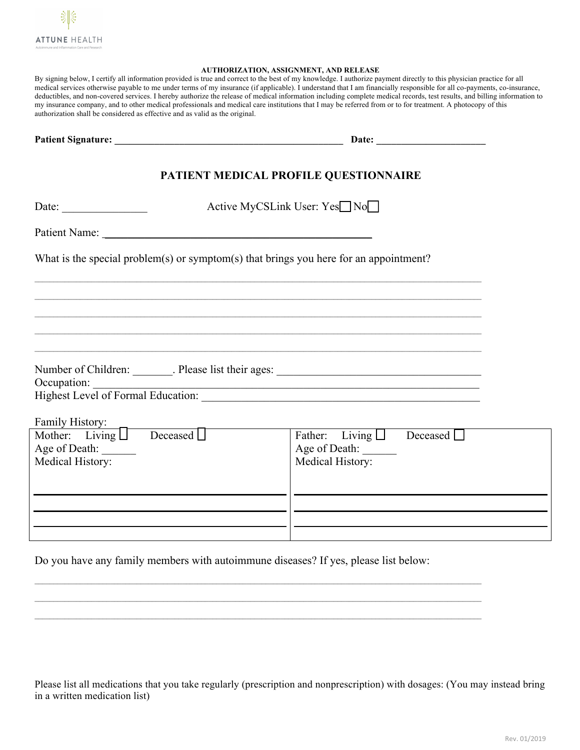ATTUNE HEALTH
Autoimmune and Inflammation Care and Research

**AUTHORIZATION, ASSIGNMENT, AND RELEASE**

By signing below, I certify all information provided is true and correct to the best of my knowledge. I authorize payment directly to this physician practice for all medical services otherwise payable to me under terms of my insurance (if applicable). I understand that I am financially responsible for all co-payments, co-insurance, deductibles, and non-covered services. I hereby authorize the release of medical information including complete medical records, test results, and billing information to my insurance company, and to other medical professionals and medical care institutions that I may be referred from or to for treatment. A photocopy of this authorization shall be considered as effective and as valid as the original.

**Patient Signature:** ______________________________________________ **Date:** ______________________

## PATIENT MEDICAL PROFILE QUESTIONNAIRE

Date: _______________ Active MyCSLink User: Yes☐ No☐

Patient Name: _______________________________________________

What is the special problem(s) or symptom(s) that brings you here for an appointment?

___________________________________________________________________________

___________________________________________________________________________

___________________________________________________________________________

___________________________________________________________________________

___________________________________________________________________________

Number of Children: _______. Please list their ages: ____________________________________

Occupation: ______________________________________________________________________

Highest Level of Formal Education: __________________________________________________

Family History:

| Mother: Living ☐ Deceased ☐ | Father: Living ☐ Deceased ☐ |
|---|---|
| Age of Death: ______ | Age of Death: ______ |
| Medical History: | Medical History: |
| ______________________________ | ______________________________ |
| ______________________________ | ______________________________ |
| ______________________________ | ______________________________ |

Do you have any family members with autoimmune diseases? If yes, please list below:

___________________________________________________________________________

___________________________________________________________________________

___________________________________________________________________________

Please list all medications that you take regularly (prescription and nonprescription) with dosages: (You may instead bring in a written medication list)

Rev. 01/2019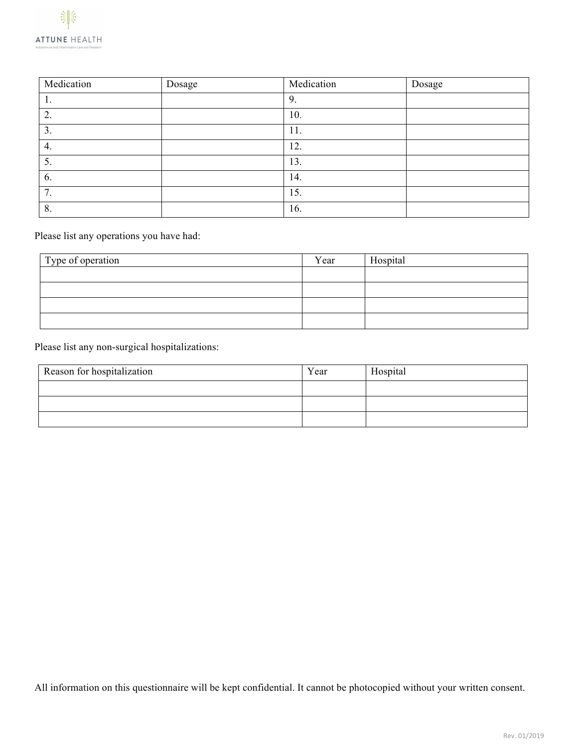| Medication | Dosage | Medication | Dosage |
| --- | --- | --- | --- |
| 1. | | 9. | |
| 2. | | 10. | |
| 3. | | 11. | |
| 4. | | 12. | |
| 5. | | 13. | |
| 6. | | 14. | |
| 7. | | 15. | |
| 8. | | 16. | |

Please list any operations you have had:

| Type of operation | Year | Hospital |
| --- | --- | --- |
| | | |
| | | |
| | | |
| | | |

Please list any non-surgical hospitalizations:

| Reason for hospitalization | Year | Hospital |
| --- | --- | --- |
| | | |
| | | |
| | | |

All information on this questionnaire will be kept confidential. It cannot be photocopied without your written consent.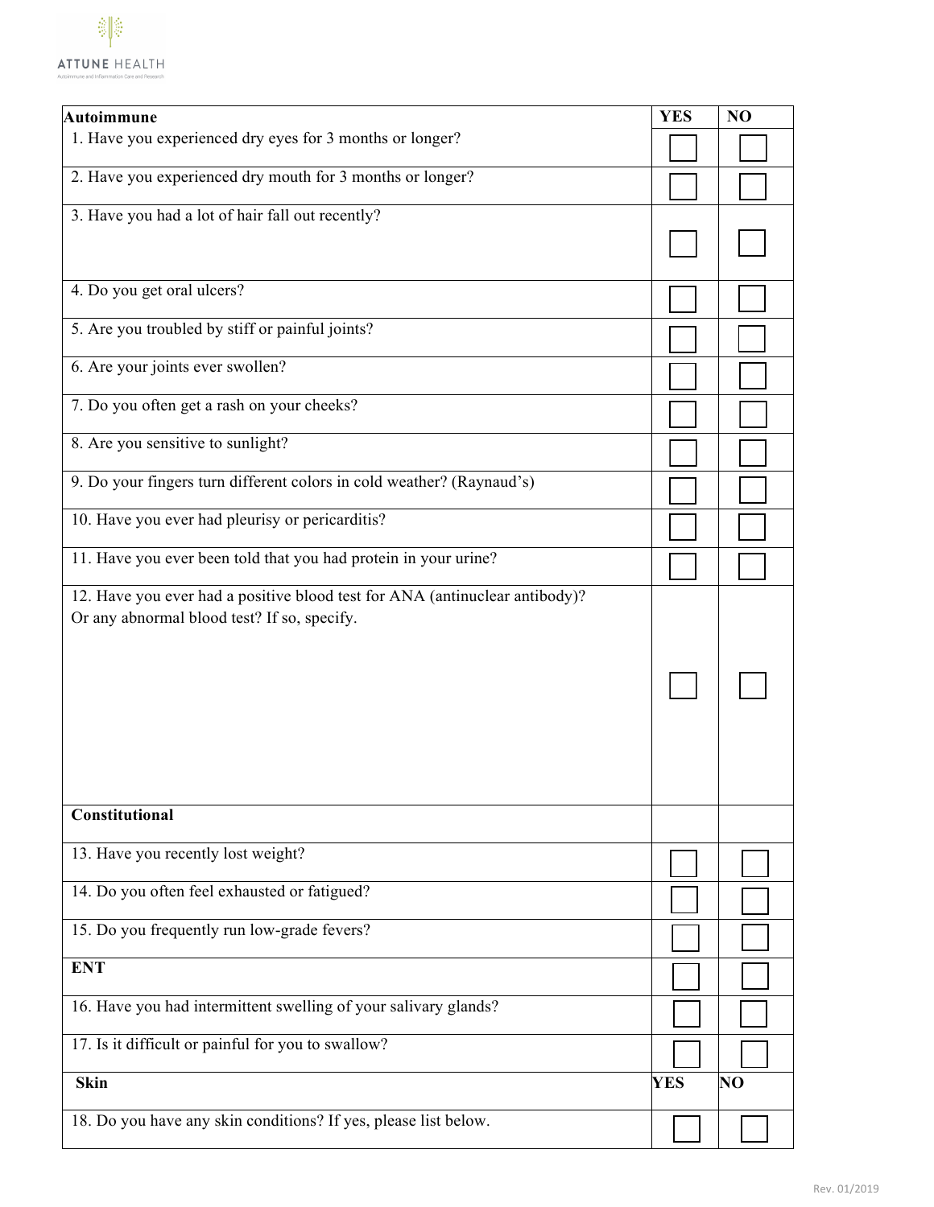ATTUNE HEALTH

Autoimmune and Inflammation Care and Research

| Autoimmune | YES | NO |
| --- | --- | --- |
| 1. Have you experienced dry eyes for 3 months or longer? | ☐ | ☐ |
| 2. Have you experienced dry mouth for 3 months or longer? | ☐ | ☐ |
| 3. Have you had a lot of hair fall out recently? | ☐ | ☐ |
| 4. Do you get oral ulcers? | ☐ | ☐ |
| 5. Are you troubled by stiff or painful joints? | ☐ | ☐ |
| 6. Are your joints ever swollen? | ☐ | ☐ |
| 7. Do you often get a rash on your cheeks? | ☐ | ☐ |
| 8. Are you sensitive to sunlight? | ☐ | ☐ |
| 9. Do your fingers turn different colors in cold weather? (Raynaud's) | ☐ | ☐ |
| 10. Have you ever had pleurisy or pericarditis? | ☐ | ☐ |
| 11. Have you ever been told that you had protein in your urine? | ☐ | ☐ |
| 12. Have you ever had a positive blood test for ANA (antinuclear antibody)? Or any abnormal blood test? If so, specify. | ☐ | ☐ |
| **Constitutional** | | |
| 13. Have you recently lost weight? | ☐ | ☐ |
| 14. Do you often feel exhausted or fatigued? | ☐ | ☐ |
| 15. Do you frequently run low-grade fevers? | ☐ | ☐ |
| **ENT** | ☐ | ☐ |
| 16. Have you had intermittent swelling of your salivary glands? | ☐ | ☐ |
| 17. Is it difficult or painful for you to swallow? | ☐ | ☐ |
| **Skin** | **YES** | **NO** |
| 18. Do you have any skin conditions? If yes, please list below. | ☐ | ☐ |

Rev. 01/2019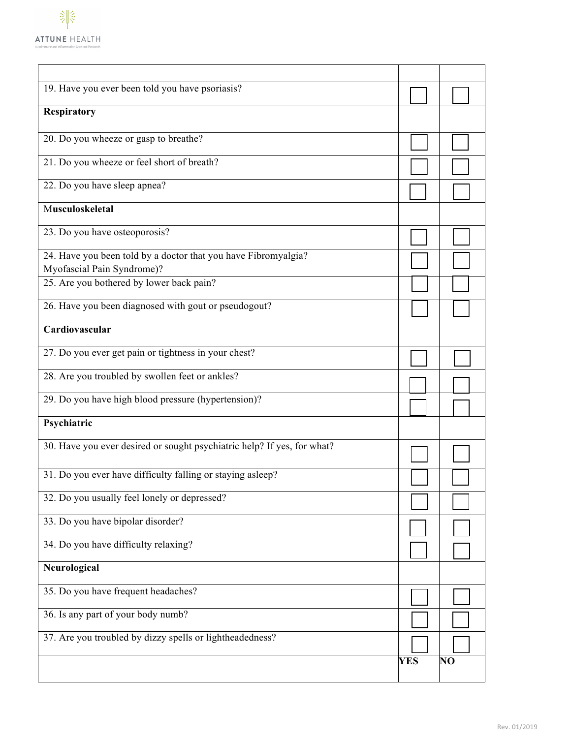| | | |
|---|---|---|
| 19. Have you ever been told you have psoriasis? | ☐ | ☐ |
| **Respiratory** | | |
| 20. Do you wheeze or gasp to breathe? | ☐ | ☐ |
| 21. Do you wheeze or feel short of breath? | ☐ | ☐ |
| 22. Do you have sleep apnea? | ☐ | ☐ |
| M**usculoskeletal** | | |
| 23. Do you have osteoporosis? | ☐ | ☐ |
| 24. Have you been told by a doctor that you have Fibromyalgia? Myofascial Pain Syndrome)? | ☐ | ☐ |
| 25. Are you bothered by lower back pain? | ☐ | ☐ |
| 26. Have you been diagnosed with gout or pseudogout? | ☐ | ☐ |
| **Cardiovascular** | | |
| 27. Do you ever get pain or tightness in your chest? | ☐ | ☐ |
| 28. Are you troubled by swollen feet or ankles? | ☐ | ☐ |
| 29. Do you have high blood pressure (hypertension)? | ☐ | ☐ |
| **Psychiatric** | | |
| 30. Have you ever desired or sought psychiatric help? If yes, for what? | ☐ | ☐ |
| 31. Do you ever have difficulty falling or staying asleep? | ☐ | ☐ |
| 32. Do you usually feel lonely or depressed? | ☐ | ☐ |
| 33. Do you have bipolar disorder? | ☐ | ☐ |
| 34. Do you have difficulty relaxing? | ☐ | ☐ |
| **Neurological** | | |
| 35. Do you have frequent headaches? | ☐ | ☐ |
| 36. Is any part of your body numb? | ☐ | ☐ |
| 37. Are you troubled by dizzy spells or lightheadedness? | ☐ | ☐ |
| | **YES** | **NO** |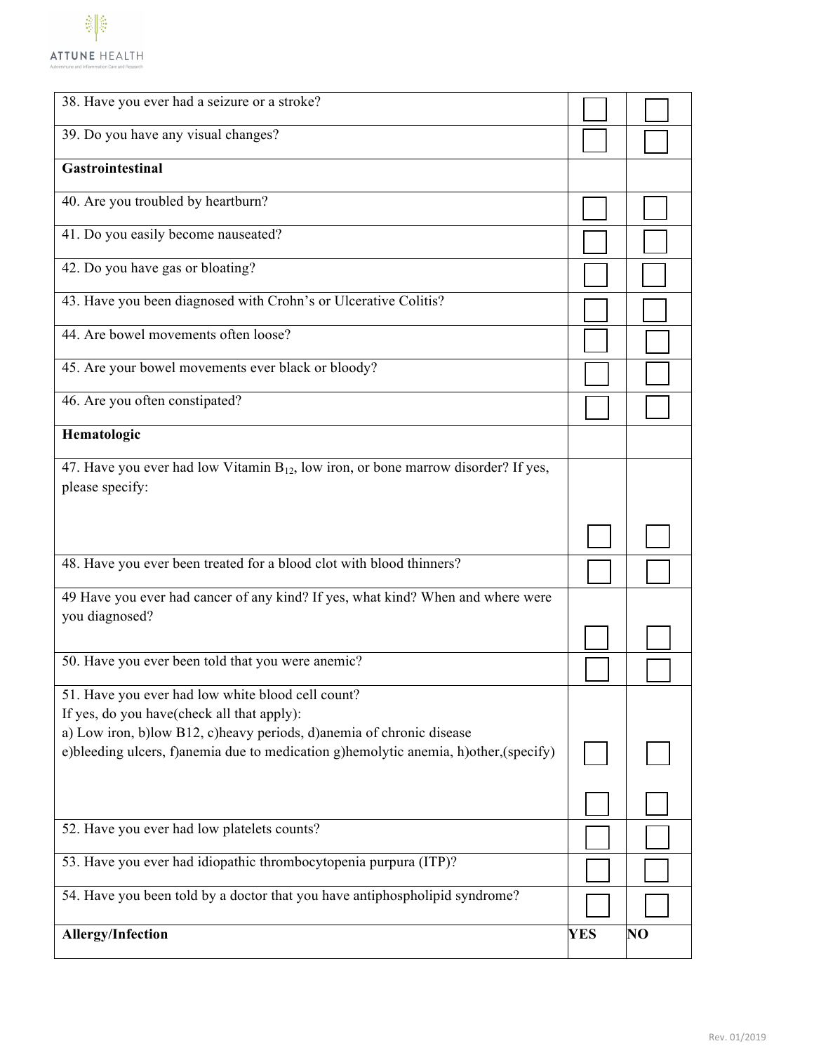| | | |
|---|---|---|
| 38. Have you ever had a seizure or a stroke? | ☐ | ☐ |
| 39. Do you have any visual changes? | ☐ | ☐ |
| **Gastrointestinal** | | |
| 40. Are you troubled by heartburn? | ☐ | ☐ |
| 41. Do you easily become nauseated? | ☐ | ☐ |
| 42. Do you have gas or bloating? | ☐ | ☐ |
| 43. Have you been diagnosed with Crohn's or Ulcerative Colitis? | ☐ | ☐ |
| 44. Are bowel movements often loose? | ☐ | ☐ |
| 45. Are your bowel movements ever black or bloody? | ☐ | ☐ |
| 46. Are you often constipated? | ☐ | ☐ |
| **Hematologic** | | |
| 47. Have you ever had low Vitamin $B_{12}$, low iron, or bone marrow disorder? If yes, please specify: | ☐ | ☐ |
| 48. Have you ever been treated for a blood clot with blood thinners? | ☐ | ☐ |
| 49 Have you ever had cancer of any kind? If yes, what kind? When and where were you diagnosed? | ☐ | ☐ |
| 50. Have you ever been told that you were anemic? | ☐ | ☐ |
| 51. Have you ever had low white blood cell count?<br>If yes, do you have(check all that apply):<br>a) Low iron, b)low B12, c)heavy periods, d)anemia of chronic disease<br>e)bleeding ulcers, f)anemia due to medication g)hemolytic anemia, h)other,(specify) | ☐<br><br>☐ | ☐<br><br>☐ |
| 52. Have you ever had low platelets counts? | ☐ | ☐ |
| 53. Have you ever had idiopathic thrombocytopenia purpura (ITP)? | ☐ | ☐ |
| 54. Have you been told by a doctor that you have antiphospholipid syndrome? | ☐ | ☐ |
| **Allergy/Infection** | **YES** | **NO** |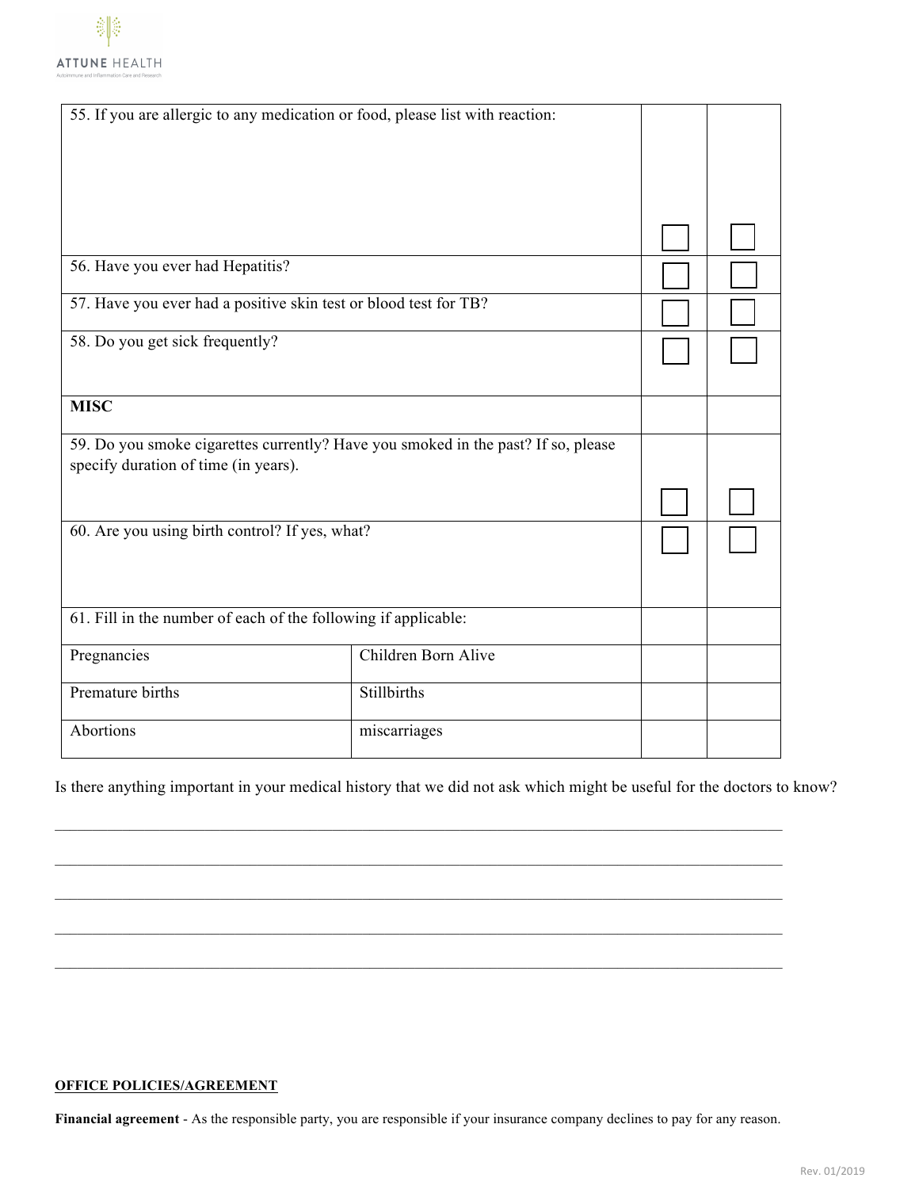| | | |
|---|---|---|
| 55. If you are allergic to any medication or food, please list with reaction: | ☐ | ☐ |
| 56. Have you ever had Hepatitis? | ☐ | ☐ |
| 57. Have you ever had a positive skin test or blood test for TB? | ☐ | ☐ |
| 58. Do you get sick frequently? | ☐ | ☐ |
| **MISC** | | |
| 59. Do you smoke cigarettes currently? Have you smoked in the past? If so, please specify duration of time (in years). | ☐ | ☐ |
| 60. Are you using birth control? If yes, what? | ☐ | ☐ |
| 61. Fill in the number of each of the following if applicable: | | |

| | | | |
|---|---|---|---|
| Pregnancies | Children Born Alive | | |
| Premature births | Stillbirths | | |
| Abortions | miscarriages | | |

Is there anything important in your medical history that we did not ask which might be useful for the doctors to know?

______________________________________________________________________________

______________________________________________________________________________

______________________________________________________________________________

______________________________________________________________________________

______________________________________________________________________________

**OFFICE POLICIES/AGREEMENT**

**Financial agreement** - As the responsible party, you are responsible if your insurance company declines to pay for any reason.